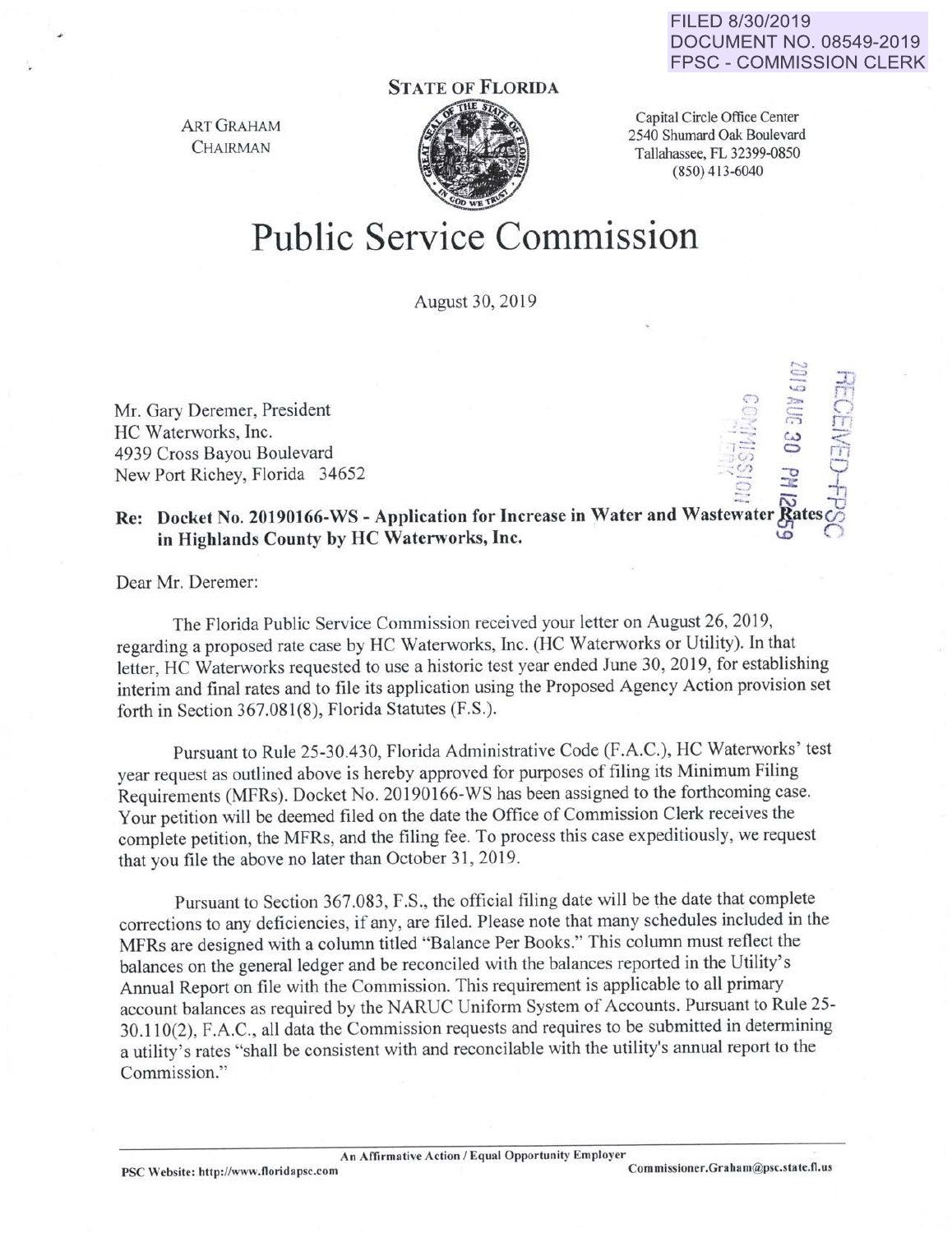FILED 8/30/2019
DOCUMENT NO. 08549-2019
FPSC - COMMISSION CLERK

**STATE OF FLORIDA**

ART GRAHAM
CHAIRMAN

Capital Circle Office Center
2540 Shumard Oak Boulevard
Tallahassee, FL 32399-0850
(850) 413-6040

# Public Service Commission

August 30, 2019

Mr. Gary Deremer, President
HC Waterworks, Inc.
4939 Cross Bayou Boulevard
New Port Richey, Florida 34652

**Re: Docket No. 20190166-WS - Application for Increase in Water and Wastewater Rates in Highlands County by HC Waterworks, Inc.**

Dear Mr. Deremer:

The Florida Public Service Commission received your letter on August 26, 2019, regarding a proposed rate case by HC Waterworks, Inc. (HC Waterworks or Utility). In that letter, HC Waterworks requested to use a historic test year ended June 30, 2019, for establishing interim and final rates and to file its application using the Proposed Agency Action provision set forth in Section 367.081(8), Florida Statutes (F.S.).

Pursuant to Rule 25-30.430, Florida Administrative Code (F.A.C.), HC Waterworks' test year request as outlined above is hereby approved for purposes of filing its Minimum Filing Requirements (MFRs). Docket No. 20190166-WS has been assigned to the forthcoming case. Your petition will be deemed filed on the date the Office of Commission Clerk receives the complete petition, the MFRs, and the filing fee. To process this case expeditiously, we request that you file the above no later than October 31, 2019.

Pursuant to Section 367.083, F.S., the official filing date will be the date that complete corrections to any deficiencies, if any, are filed. Please note that many schedules included in the MFRs are designed with a column titled "Balance Per Books." This column must reflect the balances on the general ledger and be reconciled with the balances reported in the Utility's Annual Report on file with the Commission. This requirement is applicable to all primary account balances as required by the NARUC Uniform System of Accounts. Pursuant to Rule 25-30.110(2), F.A.C., all data the Commission requests and requires to be submitted in determining a utility's rates "shall be consistent with and reconcilable with the utility's annual report to the Commission."

An Affirmative Action / Equal Opportunity Employer

PSC Website: http://www.floridapsc.com Commissioner.Graham@psc.state.fl.us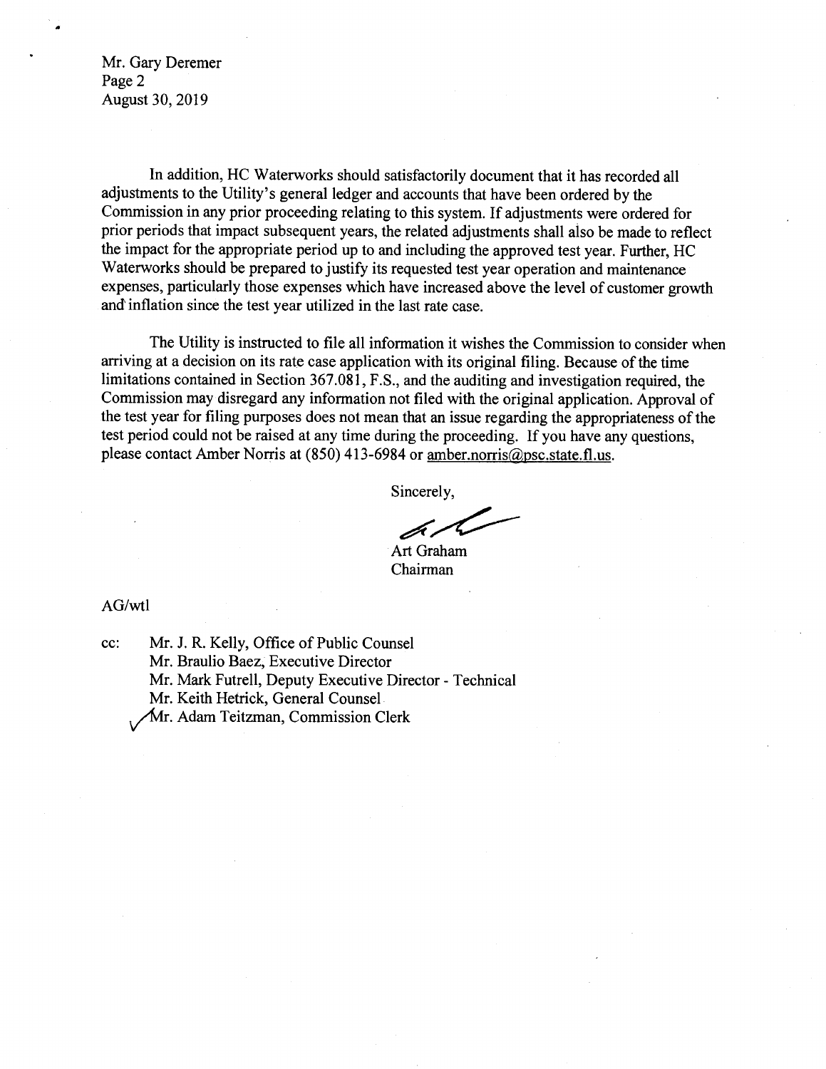Mr. Gary Deremer
Page 2
August 30, 2019

In addition, HC Waterworks should satisfactorily document that it has recorded all adjustments to the Utility's general ledger and accounts that have been ordered by the Commission in any prior proceeding relating to this system. If adjustments were ordered for prior periods that impact subsequent years, the related adjustments shall also be made to reflect the impact for the appropriate period up to and including the approved test year. Further, HC Waterworks should be prepared to justify its requested test year operation and maintenance expenses, particularly those expenses which have increased above the level of customer growth and inflation since the test year utilized in the last rate case.

The Utility is instructed to file all information it wishes the Commission to consider when arriving at a decision on its rate case application with its original filing. Because of the time limitations contained in Section 367.081, F.S., and the auditing and investigation required, the Commission may disregard any information not filed with the original application. Approval of the test year for filing purposes does not mean that an issue regarding the appropriateness of the test period could not be raised at any time during the proceeding. If you have any questions, please contact Amber Norris at (850) 413-6984 or amber.norris@psc.state.fl.us.

Sincerely,

Art Graham
Chairman

AG/wtl

cc: Mr. J. R. Kelly, Office of Public Counsel
Mr. Braulio Baez, Executive Director
Mr. Mark Futrell, Deputy Executive Director - Technical
Mr. Keith Hetrick, General Counsel
Mr. Adam Teitzman, Commission Clerk